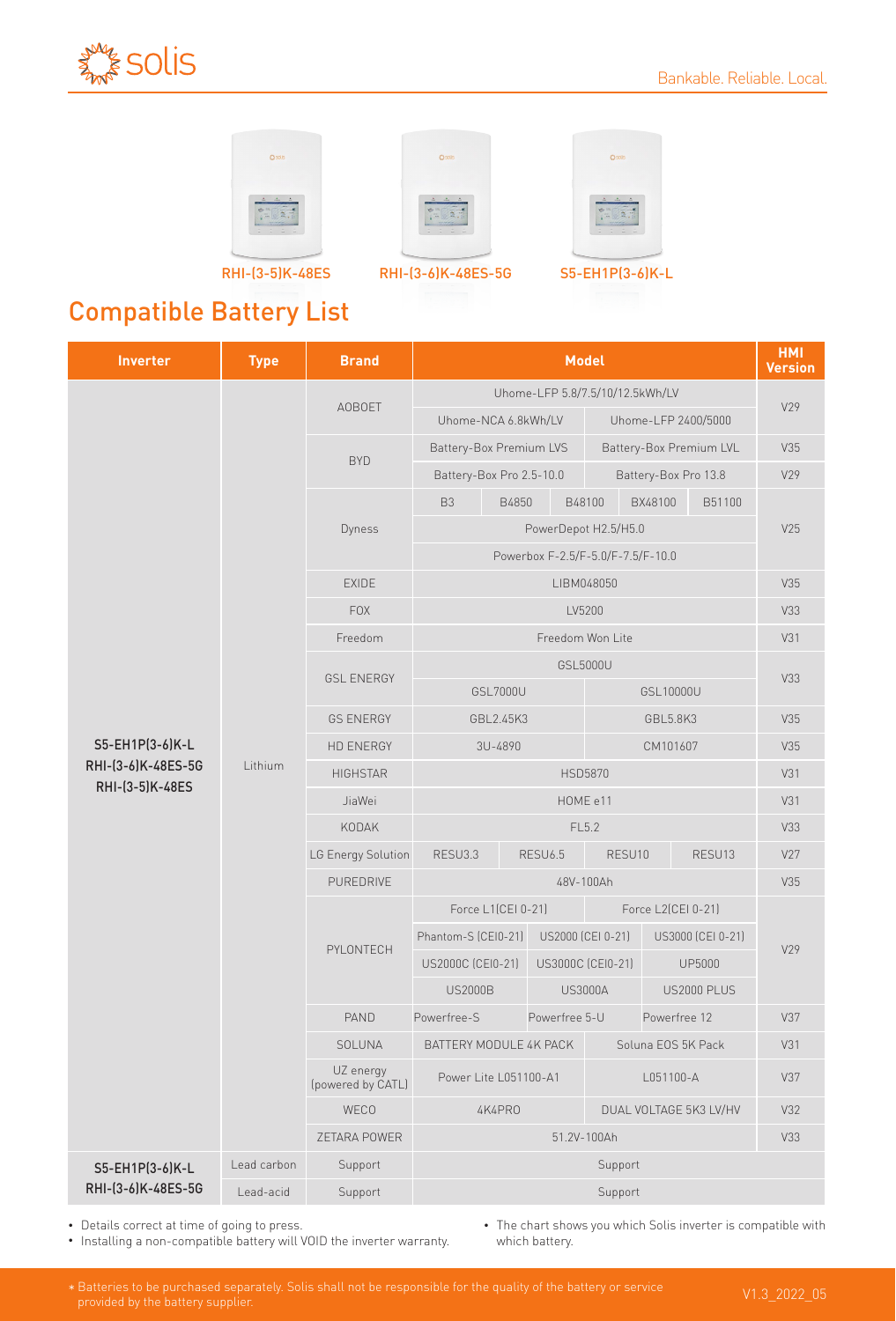solis

Bankable. Reliable. Local.

RHI-(3-5)K-48ES    RHI-(3-6)K-48ES-5G    S5-EH1P(3-6)K-L

# Compatible Battery List

| Inverter | Type | Brand | Model | HMI Version |
|---|---|---|---|---|
| S5-EH1P(3-6)K-L RHI-(3-6)K-48ES-5G RHI-(3-5)K-48ES | Lithium | AOBOET | Uhome-LFP 5.8/7.5/10/12.5kWh/LV; Uhome-NCA 6.8kWh/LV; Uhome-LFP 2400/5000 | V29 |
| | | BYD | Battery-Box Premium LVS; Battery-Box Premium LVL | V35 |
| | | | Battery-Box Pro 2.5-10.0; Battery-Box Pro 13.8 | V29 |
| | | Dyness | B3; B4850; B48100; BX48100; B51100; PowerDepot H2.5/H5.0; Powerbox F-2.5/F-5.0/F-7.5/F-10.0 | V25 |
| | | EXIDE | LIBM048050 | V35 |
| | | FOX | LV5200 | V33 |
| | | Freedom | Freedom Won Lite | V31 |
| | | GSL ENERGY | GSL5000U; GSL7000U; GSL10000U | V33 |
| | | GS ENERGY | GBL2.45K3; GBL5.8K3 | V35 |
| | | HD ENERGY | 3U-4890; CM101607 | V35 |
| | | HIGHSTAR | HSD5870 | V31 |
| | | JiaWei | HOME e11 | V31 |
| | | KODAK | FL5.2 | V33 |
| | | LG Energy Solution | RESU3.3; RESU6.5; RESU10; RESU13 | V27 |
| | | PUREDRIVE | 48V-100Ah | V35 |
| | | PYLONTECH | Force L1(CEI 0-21); Force L2(CEI 0-21); Phantom-S (CEI0-21); US2000 (CEI 0-21); US3000 (CEI 0-21); US2000C (CEI0-21); US3000C (CEI0-21); UP5000; US2000B; US3000A; US2000 PLUS | V29 |
| | | PAND | Powerfree-S; Powerfree 5-U; Powerfree 12 | V37 |
| | | SOLUNA | BATTERY MODULE 4K PACK; Soluna EOS 5K Pack | V31 |
| | | UZ energy (powered by CATL) | Power Lite L051100-A1; L051100-A | V37 |
| | | WECO | 4K4PRO; DUAL VOLTAGE 5K3 LV/HV | V32 |
| | | ZETARA POWER | 51.2V-100Ah | V33 |
| S5-EH1P(3-6)K-L RHI-(3-6)K-48ES-5G | Lead carbon | Support | Support | |
| | Lead-acid | Support | Support | |

- Details correct at time of going to press.
- Installing a non-compatible battery will VOID the inverter warranty.
- The chart shows you which Solis inverter is compatible with which battery.

* Batteries to be purchased separately. Solis shall not be responsible for the quality of the battery or service provided by the battery supplier.

V1.3_2022_05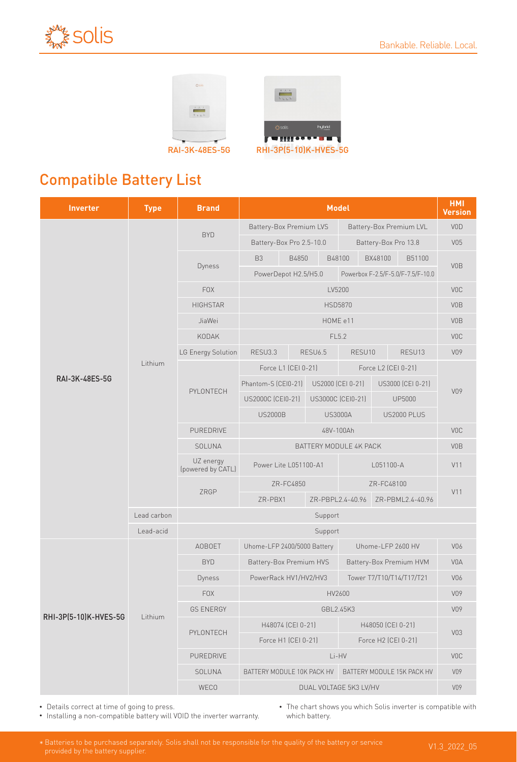RAI-3K-48ES-5G

RHI-3P(5-10)K-HVES-5G

## Compatible Battery List

| Inverter | Type | Brand | Model | HMI Version |
|---|---|---|---|---|
| RAI-3K-48ES-5G | Lithium | BYD | Battery-Box Premium LVS, Battery-Box Premium LVL | V0D |
| | | | Battery-Box Pro 2.5-10.0, Battery-Box Pro 13.8 | V05 |
| | | Dyness | B3, B4850, B48100, BX48100, B51100 | V0B |
| | | | PowerDepot H2.5/H5.0, Powerbox F-2.5/F-5.0/F-7.5/F-10.0 | |
| | | FOX | LV5200 | V0C |
| | | HIGHSTAR | HSD5870 | V0B |
| | | JiaWei | HOME e11 | V0B |
| | | KODAK | FL5.2 | V0C |
| | | LG Energy Solution | RESU3.3, RESU6.5, RESU10, RESU13 | V09 |
| | | PYLONTECH | Force L1 (CEI 0-21), Force L2 (CEI 0-21) | V09 |
| | | | Phantom-S (CEI0-21), US2000 (CEI 0-21), US3000 (CEI 0-21) | |
| | | | US2000C (CEI0-21), US3000C (CEI0-21), UP5000 | |
| | | | US2000B, US3000A, US2000 PLUS | |
| | | PUREDRIVE | 48V-100Ah | V0C |
| | | SOLUNA | BATTERY MODULE 4K PACK | V0B |
| | | UZ energy (powered by CATL) | Power Lite L051100-A1, L051100-A | V11 |
| | | ZRGP | ZR-FC4850, ZR-FC48100 | V11 |
| | | | ZR-PBX1, ZR-PBPL2.4-40.96, ZR-PBML2.4-40.96 | |
| | Lead carbon | Support | | |
| | Lead-acid | Support | | |
| RHI-3P(5-10)K-HVES-5G | Lithium | AOBOET | Uhome-LFP 2400/5000 Battery, Uhome-LFP 2600 HV | V06 |
| | | BYD | Battery-Box Premium HVS, Battery-Box Premium HVM | V0A |
| | | Dyness | PowerRack HV1/HV2/HV3, Tower T7/T10/T14/T17/T21 | V06 |
| | | FOX | HV2600 | V09 |
| | | GS ENERGY | GBL2.45K3 | V09 |
| | | PYLONTECH | H48074 (CEI 0-21), H48050 (CEI 0-21) | V03 |
| | | | Force H1 (CEI 0-21), Force H2 (CEI 0-21) | |
| | | PUREDRIVE | Li-HV | V0C |
| | | SOLUNA | BATTERY MODULE 10K PACK HV, BATTERY MODULE 15K PACK HV | V09 |
| | | WECO | DUAL VOLTAGE 5K3 LV/HV | V09 |

- Details correct at time of going to press.
- Installing a non-compatible battery will VOID the inverter warranty.
- The chart shows you which Solis inverter is compatible with which battery.

* Batteries to be purchased separately. Solis shall not be responsible for the quality of the battery or service provided by the battery supplier.

V1.3_2022_05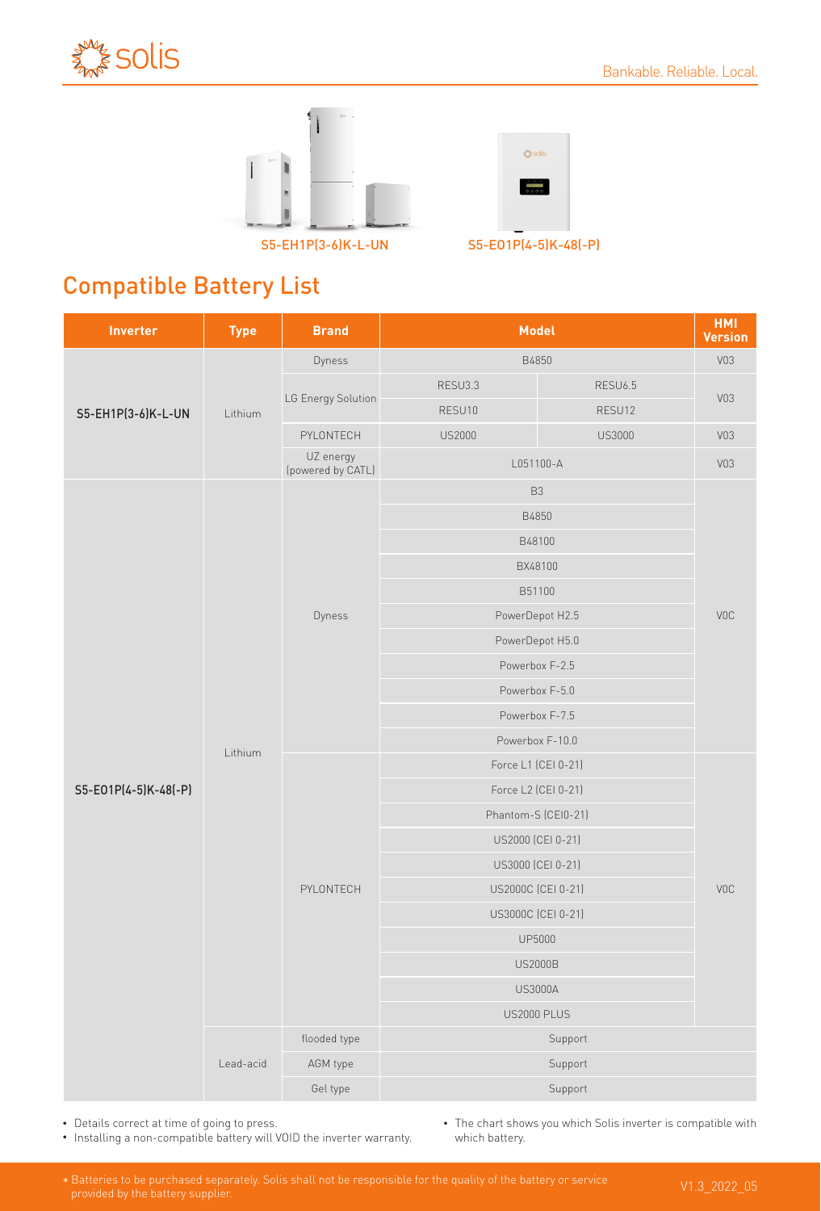Bankable. Reliable. Local.

S5-EH1P(3-6)K-L-UN

S5-EO1P(4-5)K-48(-P)

## Compatible Battery List

| Inverter | Type | Brand | Model | | HMI Version |
|---|---|---|---|---|---|
| S5-EH1P(3-6)K-L-UN | Lithium | Dyness | B4850 | | V03 |
| | | LG Energy Solution | RESU3.3 | RESU6.5 | V03 |
| | | | RESU10 | RESU12 | |
| | | PYLONTECH | US2000 | US3000 | V03 |
| | | UZ energy (powered by CATL) | L051100-A | | V03 |
| S5-EO1P(4-5)K-48(-P) | Lithium | Dyness | B3 | | V0C |
| | | | B4850 | | |
| | | | B48100 | | |
| | | | BX48100 | | |
| | | | B51100 | | |
| | | | PowerDepot H2.5 | | |
| | | | PowerDepot H5.0 | | |
| | | | Powerbox F-2.5 | | |
| | | | Powerbox F-5.0 | | |
| | | | Powerbox F-7.5 | | |
| | | | Powerbox F-10.0 | | |
| | | PYLONTECH | Force L1 (CEI 0-21) | | V0C |
| | | | Force L2 (CEI 0-21) | | |
| | | | Phantom-S (CEI0-21) | | |
| | | | US2000 (CEI 0-21) | | |
| | | | US3000 (CEI 0-21) | | |
| | | | US2000C (CEI 0-21) | | |
| | | | US3000C (CEI 0-21) | | |
| | | | UP5000 | | |
| | | | US2000B | | |
| | | | US3000A | | |
| | | | US2000 PLUS | | |
| | Lead-acid | flooded type | Support | | |
| | | AGM type | Support | | |
| | | Gel type | Support | | |

- Details correct at time of going to press.
- Installing a non-compatible battery will VOID the inverter warranty.
- The chart shows you which Solis inverter is compatible with which battery.

* Batteries to be purchased separately. Solis shall not be responsible for the quality of the battery or service provided by the battery supplier.

V1.3_2022_05